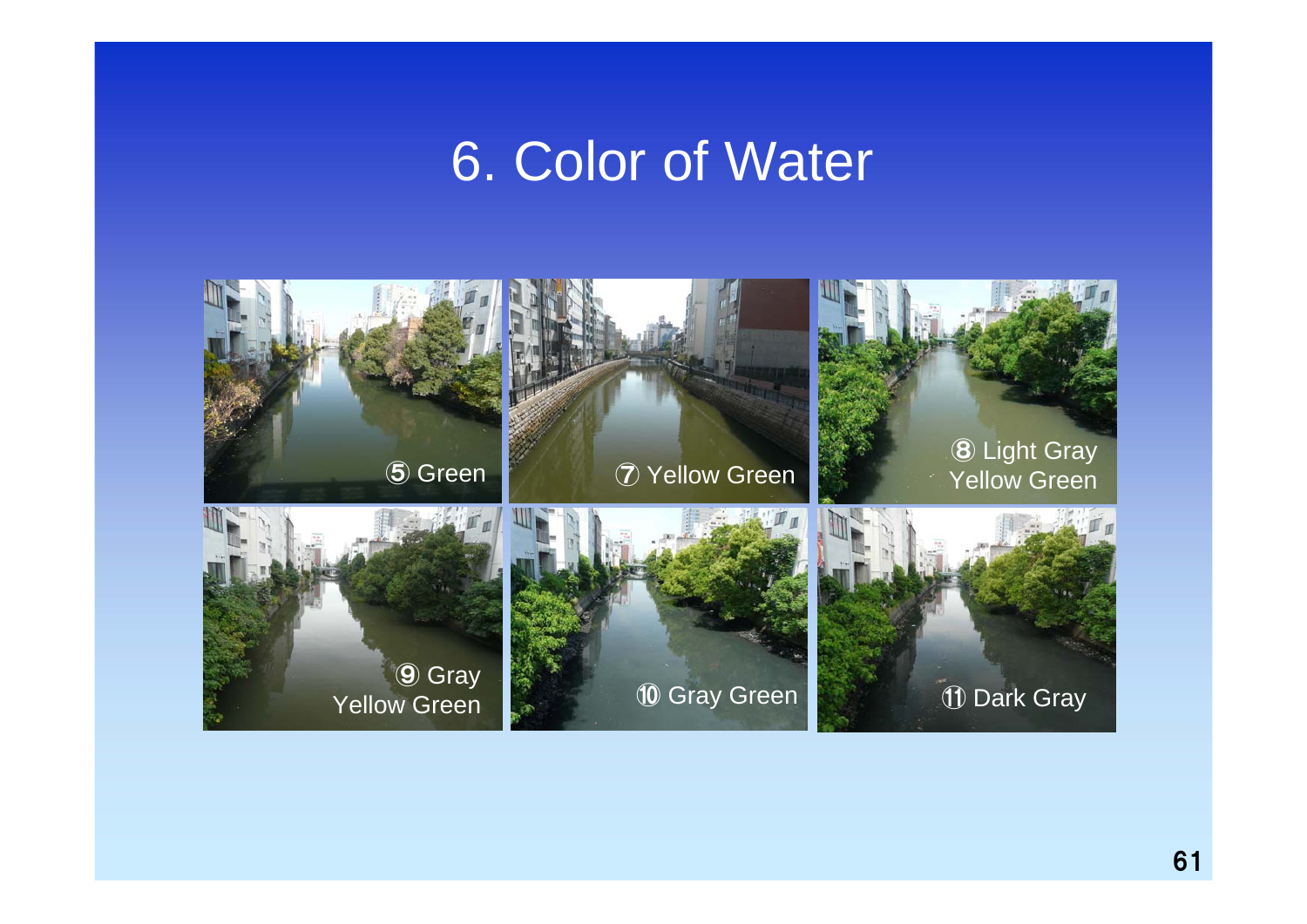# 6. Color of Water

⑤ Green

⑦ Yellow Green

⑧ Light Gray Yellow Green

⑨ Gray Yellow Green

⑩ Gray Green

⑪ Dark Gray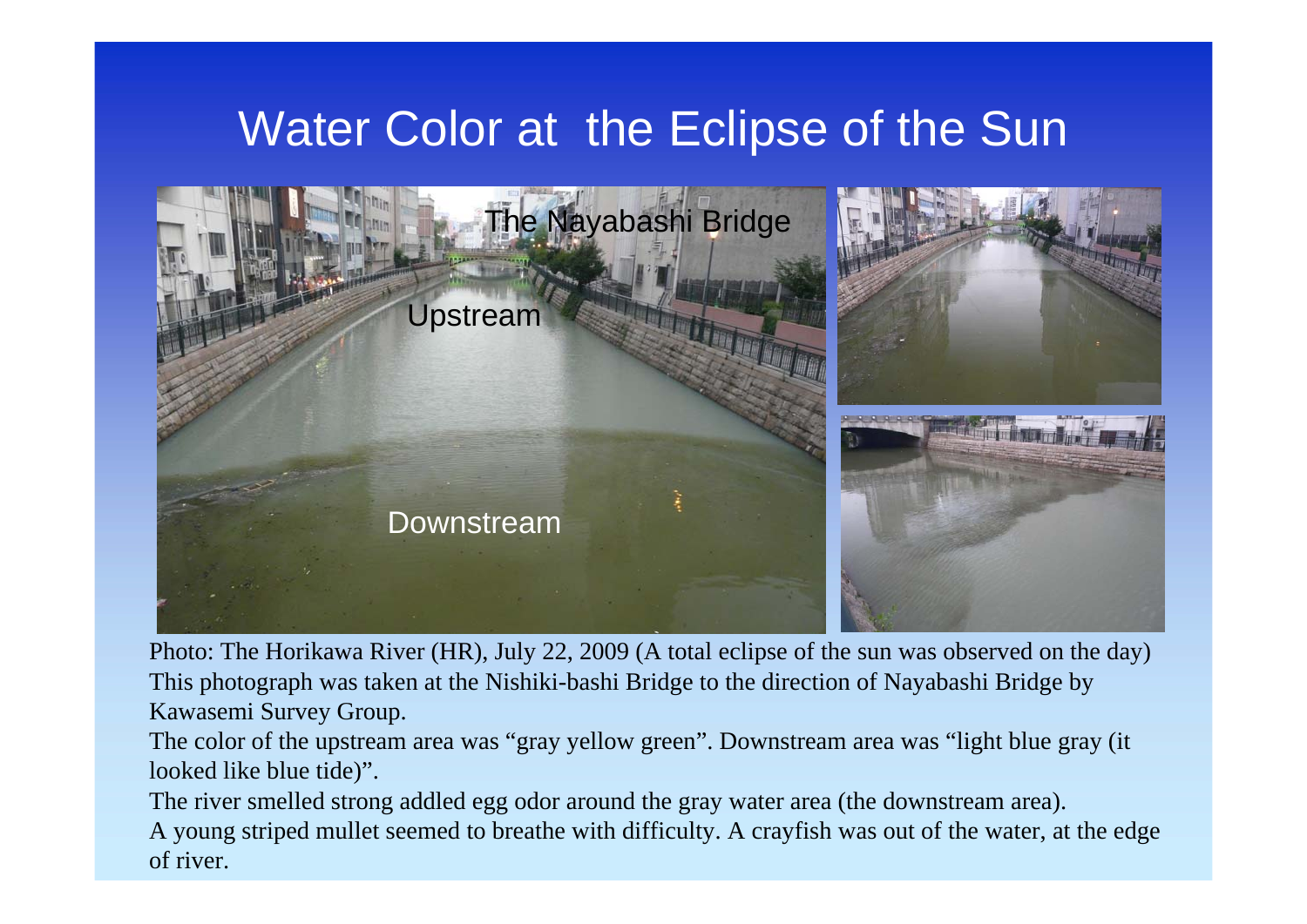# Water Color at the Eclipse of the Sun

The Nayabashi Bridge

Upstream

Downstream

Photo: The Horikawa River (HR), July 22, 2009 (A total eclipse of the sun was observed on the day)
This photograph was taken at the Nishiki-bashi Bridge to the direction of Nayabashi Bridge by Kawasemi Survey Group.

The color of the upstream area was “gray yellow green”. Downstream area was “light blue gray (it looked like blue tide)”.

The river smelled strong addled egg odor around the gray water area (the downstream area).

A young striped mullet seemed to breathe with difficulty. A crayfish was out of the water, at the edge of river.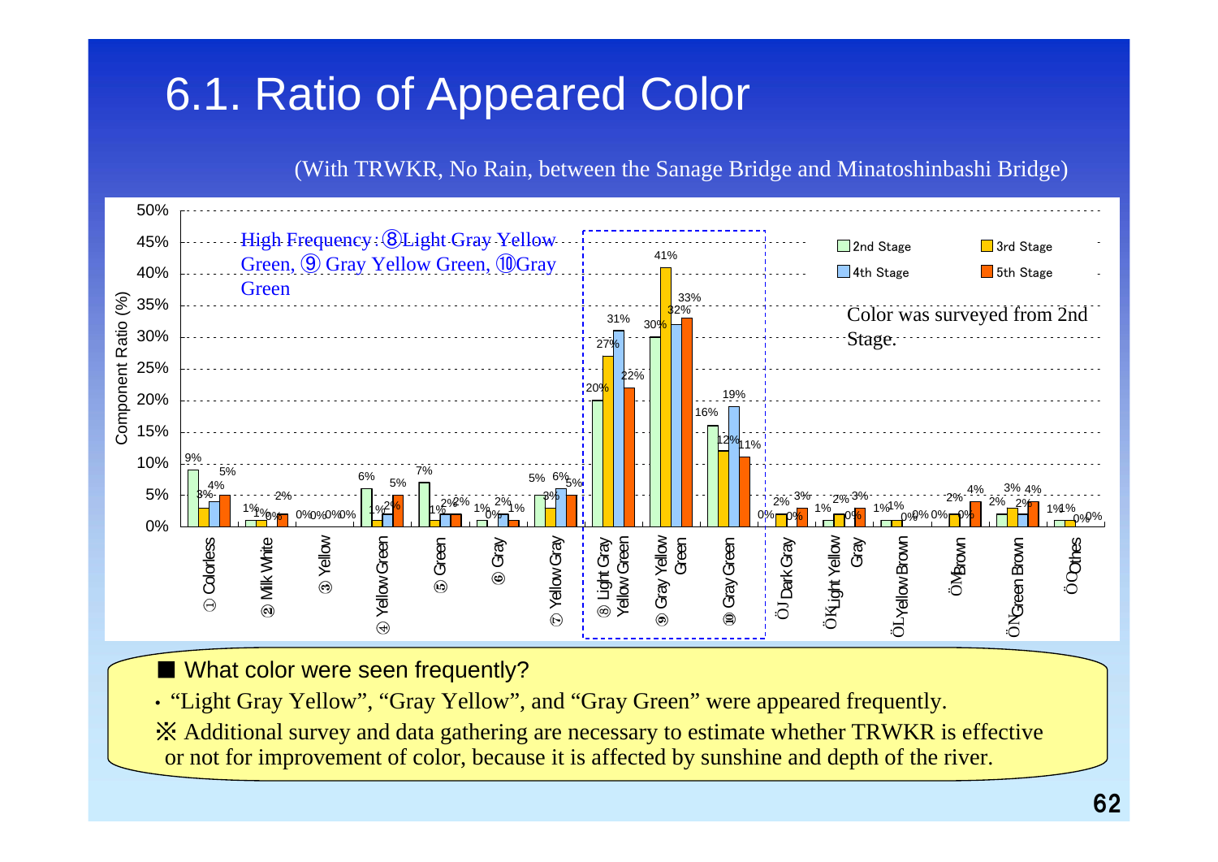# 6.1. Ratio of Appeared Color

(With TRWKR, No Rain, between the Sanage Bridge and Minatoshinbashi Bridge)

High Frequency : ⑧Light Gray Yellow Green, ⑨ Gray Yellow Green, ⑩Gray Green

Color was surveyed from 2nd Stage.

| Color | 2nd Stage | 3rd Stage | 4th Stage | 5th Stage |
|---|---|---|---|---|
| ① Colorless | 9% | 3% | 4% | 5% |
| ② Milk White | 1% | 1% | 0% | 2% |
| ③ Yellow | 0% | 0% | 0% | 0% |
| ④ Yellow Green | 6% | 1% | 2% | 5% |
| ⑤ Green | 7% | 1% | 2% | 2% |
| ⑥ Gray | 1% | 0% | 2% | 1% |
| ⑦ Yellow Gray | 5% | 3% | 6% | 5% |
| ⑧ Light Gray Yellow Green | 20% | 27% | 31% | 22% |
| ⑨ Gray Yellow Green | 30% | 41% | 32% | 33% |
| ⑩ Gray Green | 16% | 12% | 19% | 11% |
| ⑪ Dark Gray | 0% | 2% | 0% | 3% |
| ⑫ Light Yellow Gray | 1% | 2% | 0% | 3% |
| ⑬ Yellow Brown | 1% | 1% | 0% | 0% |
| ⑭ Brown | 0% | 2% | 0% | 4% |
| ⑮ Green Brown | 2% | 3% | 2% | 4% |
| ⑯ Others | 1% | 1% | 0% | 0% |

■ What color were seen frequently?

- "Light Gray Yellow", "Gray Yellow", and "Gray Green" were appeared frequently.

※ Additional survey and data gathering are necessary to estimate whether TRWKR is effective or not for improvement of color, because it is affected by sunshine and depth of the river.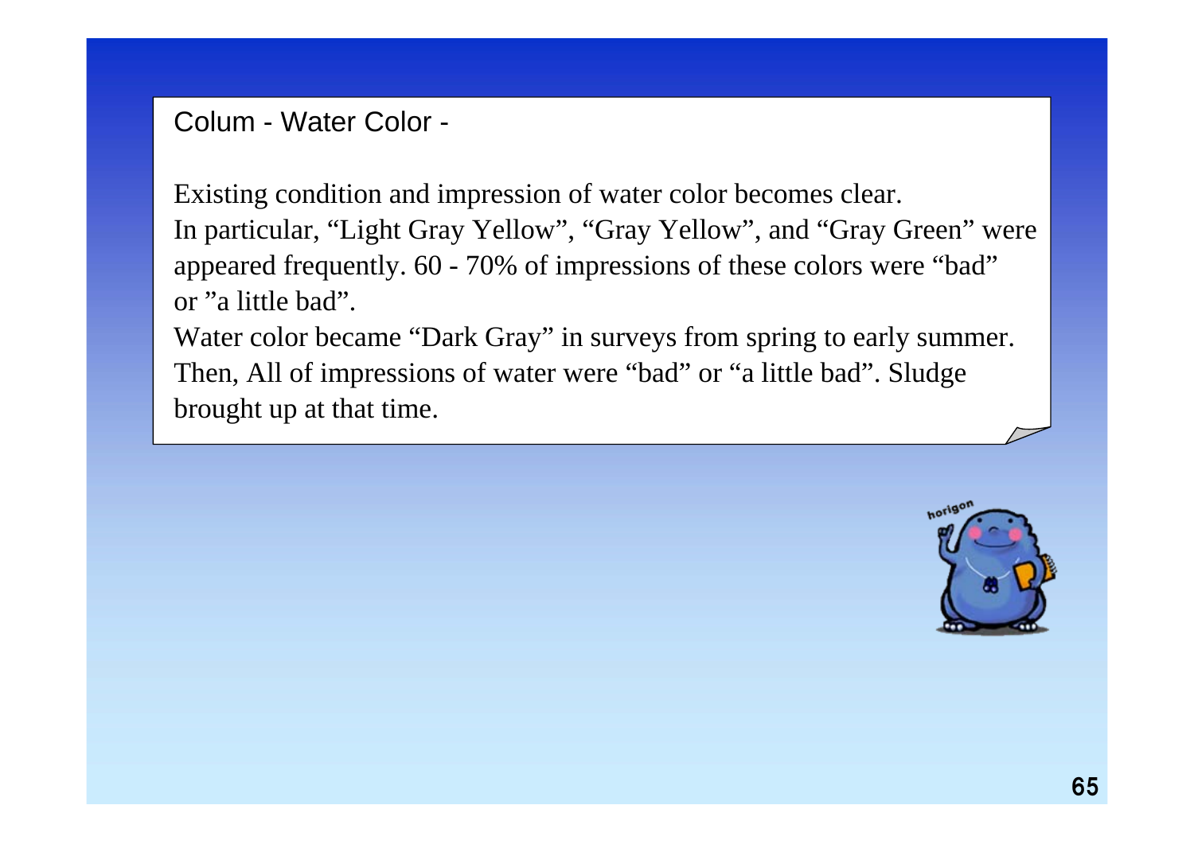## Colum - Water Color -

Existing condition and impression of water color becomes clear.
In particular, “Light Gray Yellow”, “Gray Yellow”, and “Gray Green” were appeared frequently. 60 - 70% of impressions of these colors were “bad” or ”a little bad”.
Water color became “Dark Gray” in surveys from spring to early summer. Then, All of impressions of water were “bad” or “a little bad”. Sludge brought up at that time.